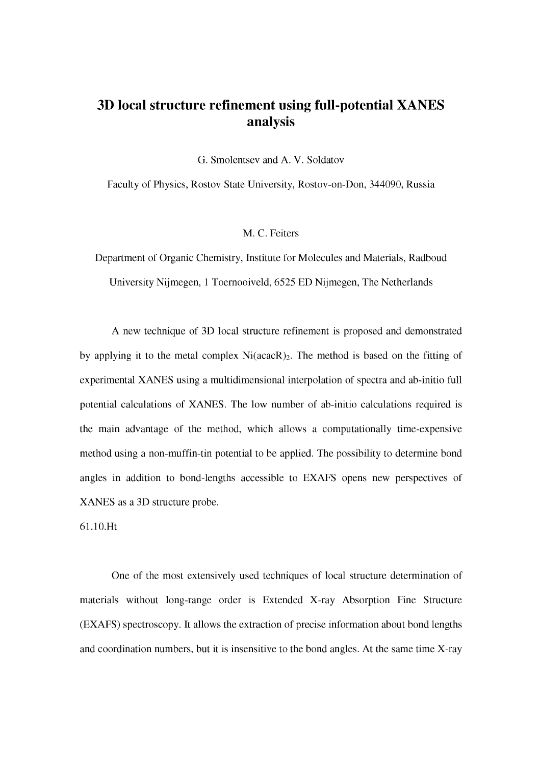# 3D local structure refinement using full-potential XANES analysis

G. Smolentsev and A. V. Soldatov

Faculty of Physics, Rostov State University, Rostov-on-Don, 344090, Russia

M. C. Feiters

Department of Organic Chemistry, Institute for Molecules and Materials, Radboud University Nijmegen, 1 Toernooiveld, 6525 ED Nijmegen, The Netherlands

A new technique of 3D local structure refinement is proposed and demonstrated by applying it to the metal complex $Ni(acacR)_2$. The method is based on the fitting of experimental XANES using a multidimensional interpolation of spectra and ab-initio full potential calculations of XANES. The low number of ab-initio calculations required is the main advantage of the method, which allows a computationally time-expensive method using a non-muffin-tin potential to be applied. The possibility to determine bond angles in addition to bond-lengths accessible to EXAFS opens new perspectives of XANES as a 3D structure probe.

61.10.Ht

One of the most extensively used techniques of local structure determination of materials without long-range order is Extended X-ray Absorption Fine Structure (EXAFS) spectroscopy. It allows the extraction of precise information about bond lengths and coordination numbers, but it is insensitive to the bond angles. At the same time X-ray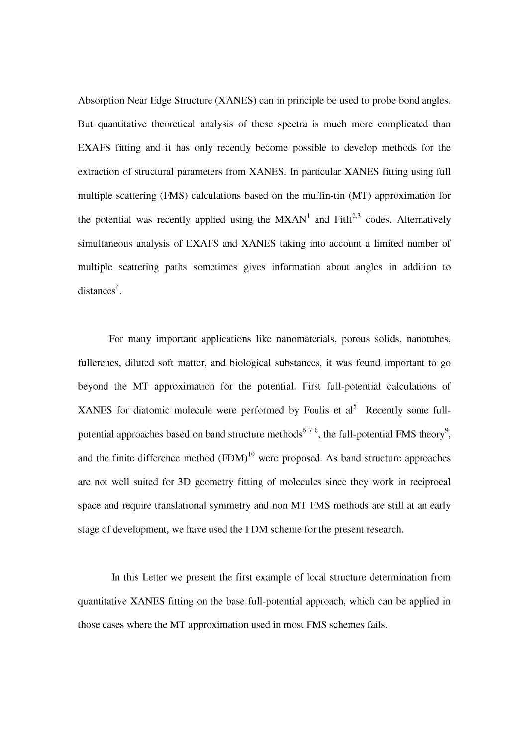Absorption Near Edge Structure (XANES) can in principle be used to probe bond angles. But quantitative theoretical analysis of these spectra is much more complicated than EXAFS fitting and it has only recently become possible to develop methods for the extraction of structural parameters from XANES. In particular XANES fitting using full multiple scattering (FMS) calculations based on the muffin-tin (MT) approximation for the potential was recently applied using the MXAN[1] and FitIt[2,3] codes. Alternatively simultaneous analysis of EXAFS and XANES taking into account a limited number of multiple scattering paths sometimes gives information about angles in addition to distances[4].

For many important applications like nanomaterials, porous solids, nanotubes, fullerenes, diluted soft matter, and biological substances, it was found important to go beyond the MT approximation for the potential. First full-potential calculations of XANES for diatomic molecule were performed by Foulis et al[5] Recently some full-potential approaches based on band structure methods[6 7 8], the full-potential FMS theory[9], and the finite difference method (FDM)[10] were proposed. As band structure approaches are not well suited for 3D geometry fitting of molecules since they work in reciprocal space and require translational symmetry and non MT FMS methods are still at an early stage of development, we have used the FDM scheme for the present research.

In this Letter we present the first example of local structure determination from quantitative XANES fitting on the base full-potential approach, which can be applied in those cases where the MT approximation used in most FMS schemes fails.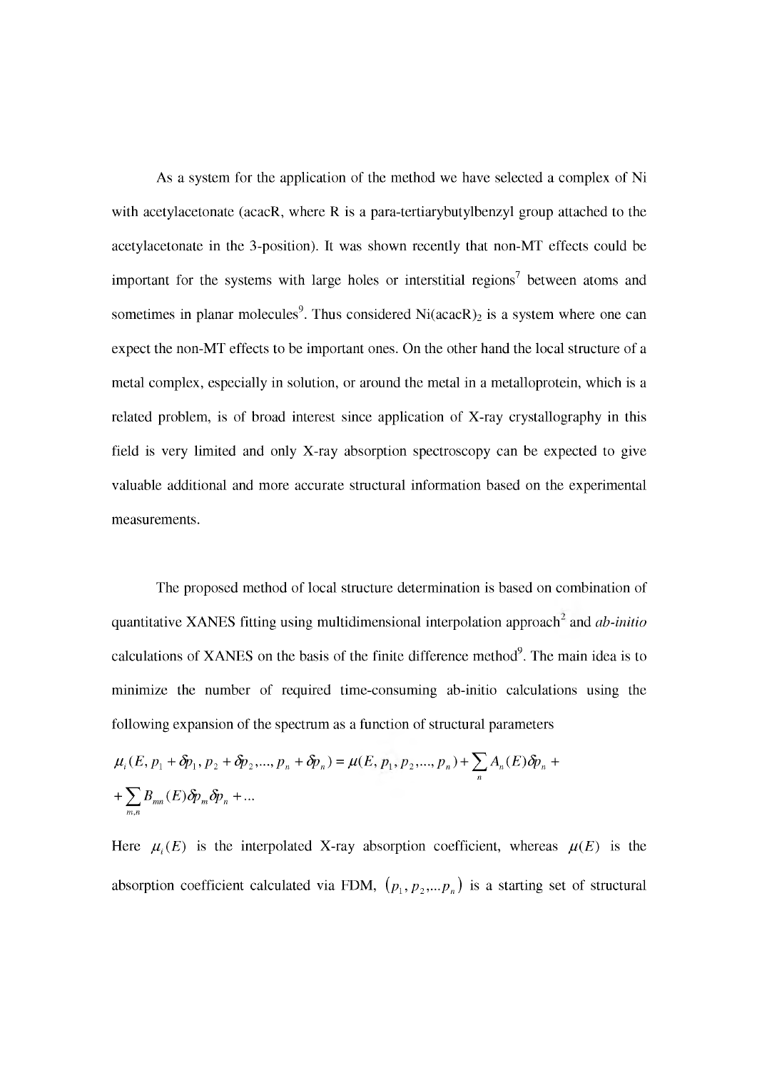As a system for the application of the method we have selected a complex of Ni with acetylacetonate (acacR, where R is a para-tertiarybutylbenzyl group attached to the acetylacetonate in the 3-position). It was shown recently that non-MT effects could be important for the systems with large holes or interstitial regions[7] between atoms and sometimes in planar molecules[9]. Thus considered $Ni(acacR)_2$ is a system where one can expect the non-MT effects to be important ones. On the other hand the local structure of a metal complex, especially in solution, or around the metal in a metalloprotein, which is a related problem, is of broad interest since application of X-ray crystallography in this field is very limited and only X-ray absorption spectroscopy can be expected to give valuable additional and more accurate structural information based on the experimental measurements.

The proposed method of local structure determination is based on combination of quantitative XANES fitting using multidimensional interpolation approach[2] and *ab-initio* calculations of XANES on the basis of the finite difference method[9]. The main idea is to minimize the number of required time-consuming ab-initio calculations using the following expansion of the spectrum as a function of structural parameters

$$\mu_i(E, p_1 + \delta p_1, p_2 + \delta p_2, ..., p_n + \delta p_n) = \mu(E, p_1, p_2, ..., p_n) + \sum_n A_n(E)\delta p_n +$$
$$+ \sum_{m,n} B_{mn}(E)\delta p_m \delta p_n + ...$$

Here $\mu_i(E)$ is the interpolated X-ray absorption coefficient, whereas $\mu(E)$ is the absorption coefficient calculated via FDM, $(p_1, p_2, ... p_n)$ is a starting set of structural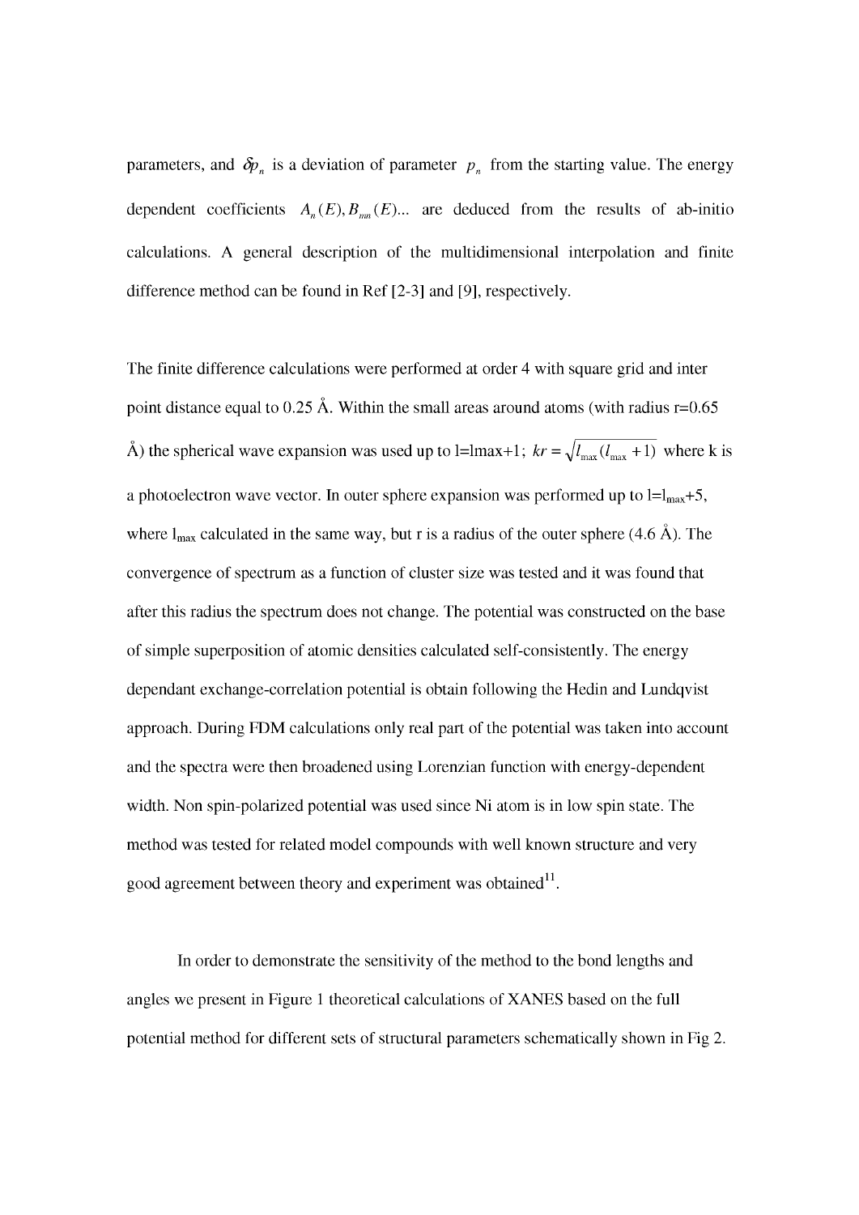parameters, and $\delta p_n$ is a deviation of parameter $p_n$ from the starting value. The energy dependent coefficients $A_n(E), B_{mn}(E)$... are deduced from the results of ab-initio calculations. A general description of the multidimensional interpolation and finite difference method can be found in Ref [2-3] and [9], respectively.

The finite difference calculations were performed at order 4 with square grid and inter point distance equal to 0.25 Å. Within the small areas around atoms (with radius r=0.65 Å) the spherical wave expansion was used up to l=lmax+1; $kr = \sqrt{l_{\max}(l_{\max}+1)}$ where k is a photoelectron wave vector. In outer sphere expansion was performed up to $l=l_{max}+5$, where $l_{max}$ calculated in the same way, but r is a radius of the outer sphere (4.6 Å). The convergence of spectrum as a function of cluster size was tested and it was found that after this radius the spectrum does not change. The potential was constructed on the base of simple superposition of atomic densities calculated self-consistently. The energy dependant exchange-correlation potential is obtain following the Hedin and Lundqvist approach. During FDM calculations only real part of the potential was taken into account and the spectra were then broadened using Lorenzian function with energy-dependent width. Non spin-polarized potential was used since Ni atom is in low spin state. The method was tested for related model compounds with well known structure and very good agreement between theory and experiment was obtained[11].

In order to demonstrate the sensitivity of the method to the bond lengths and angles we present in Figure 1 theoretical calculations of XANES based on the full potential method for different sets of structural parameters schematically shown in Fig 2.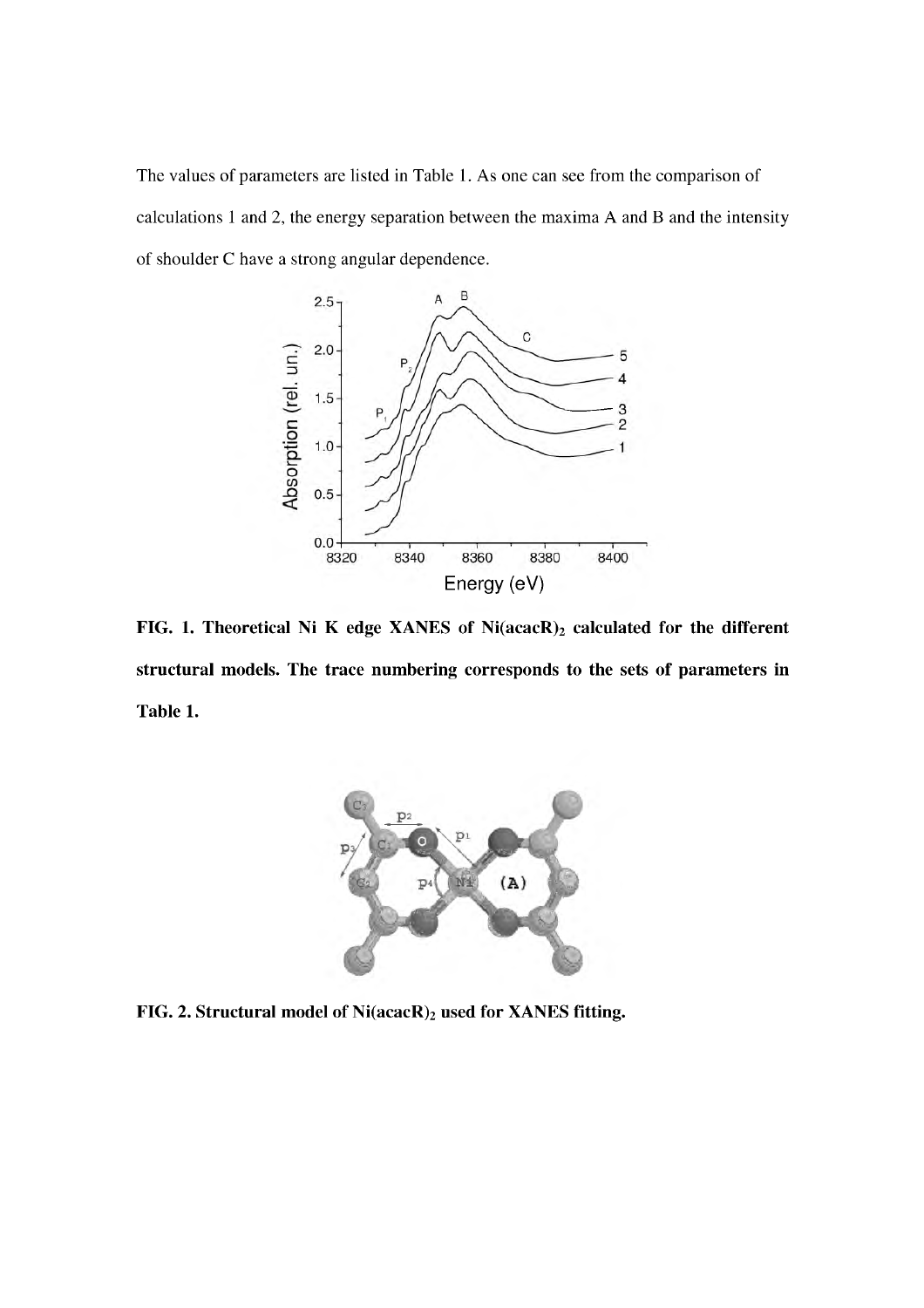The values of parameters are listed in Table 1. As one can see from the comparison of calculations 1 and 2, the energy separation between the maxima A and B and the intensity of shoulder C have a strong angular dependence.

**FIG. 1. Theoretical Ni K edge XANES of $Ni(acacR)_2$ calculated for the different structural models. The trace numbering corresponds to the sets of parameters in Table 1.**

**FIG. 2. Structural model of $Ni(acacR)_2$ used for XANES fitting.**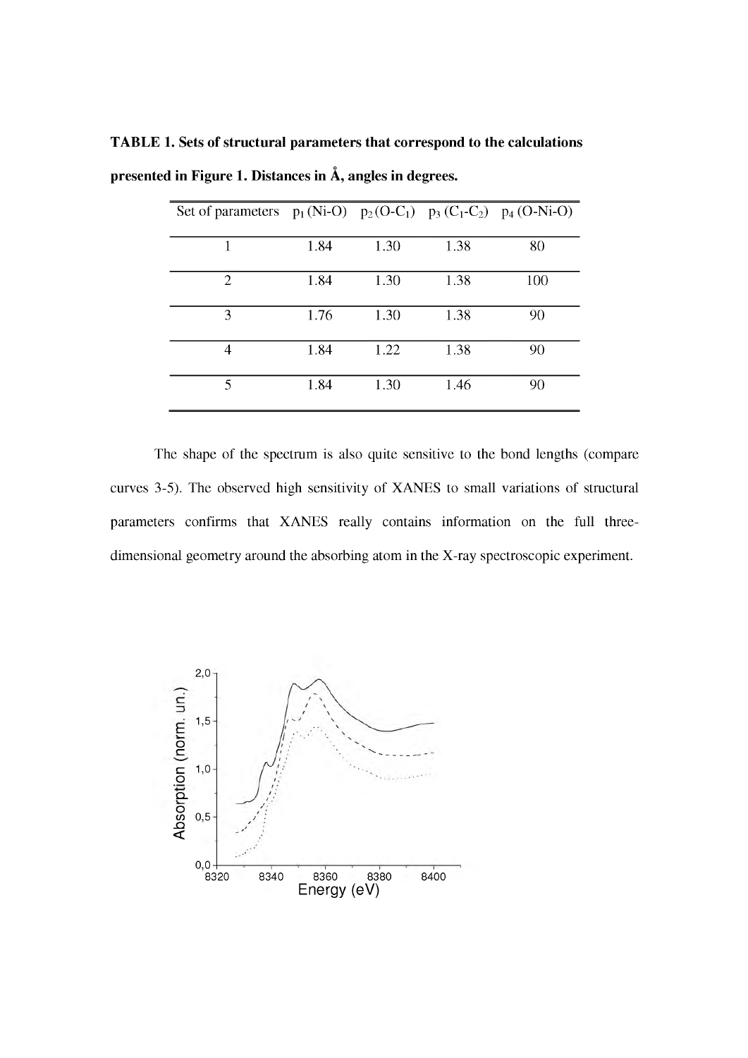**TABLE 1. Sets of structural parameters that correspond to the calculations presented in Figure 1. Distances in Å, angles in degrees.**

| Set of parameters | $p_1$ (Ni-O) | $p_2$ (O-$C_1$) | $p_3$ ($C_1$-$C_2$) | $p_4$ (O-Ni-O) |
|---|---|---|---|---|
| 1 | 1.84 | 1.30 | 1.38 | 80 |
| 2 | 1.84 | 1.30 | 1.38 | 100 |
| 3 | 1.76 | 1.30 | 1.38 | 90 |
| 4 | 1.84 | 1.22 | 1.38 | 90 |
| 5 | 1.84 | 1.30 | 1.46 | 90 |

The shape of the spectrum is also quite sensitive to the bond lengths (compare curves 3-5). The observed high sensitivity of XANES to small variations of structural parameters confirms that XANES really contains information on the full three-dimensional geometry around the absorbing atom in the X-ray spectroscopic experiment.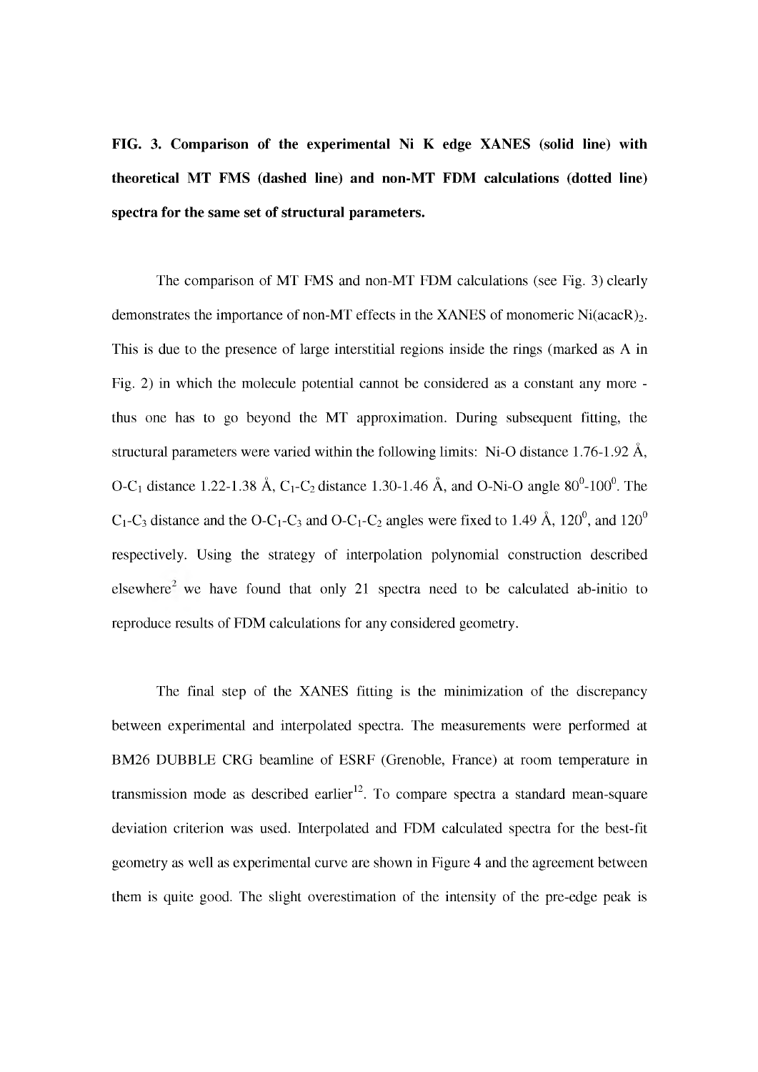**FIG. 3. Comparison of the experimental Ni K edge XANES (solid line) with theoretical MT FMS (dashed line) and non-MT FDM calculations (dotted line) spectra for the same set of structural parameters.**

The comparison of MT FMS and non-MT FDM calculations (see Fig. 3) clearly demonstrates the importance of non-MT effects in the XANES of monomeric $Ni(acacR)_2$. This is due to the presence of large interstitial regions inside the rings (marked as A in Fig. 2) in which the molecule potential cannot be considered as a constant any more - thus one has to go beyond the MT approximation. During subsequent fitting, the structural parameters were varied within the following limits: Ni-O distance 1.76-1.92 Å, O-$C_1$ distance 1.22-1.38 Å, $C_1$-$C_2$ distance 1.30-1.46 Å, and O-Ni-O angle $80^0$-$100^0$. The $C_1$-$C_3$ distance and the O-$C_1$-$C_3$ and O-$C_1$-$C_2$ angles were fixed to 1.49 Å, $120^0$, and $120^0$ respectively. Using the strategy of interpolation polynomial construction described elsewhere[2] we have found that only 21 spectra need to be calculated ab-initio to reproduce results of FDM calculations for any considered geometry.

The final step of the XANES fitting is the minimization of the discrepancy between experimental and interpolated spectra. The measurements were performed at BM26 DUBBLE CRG beamline of ESRF (Grenoble, France) at room temperature in transmission mode as described earlier[12]. To compare spectra a standard mean-square deviation criterion was used. Interpolated and FDM calculated spectra for the best-fit geometry as well as experimental curve are shown in Figure 4 and the agreement between them is quite good. The slight overestimation of the intensity of the pre-edge peak is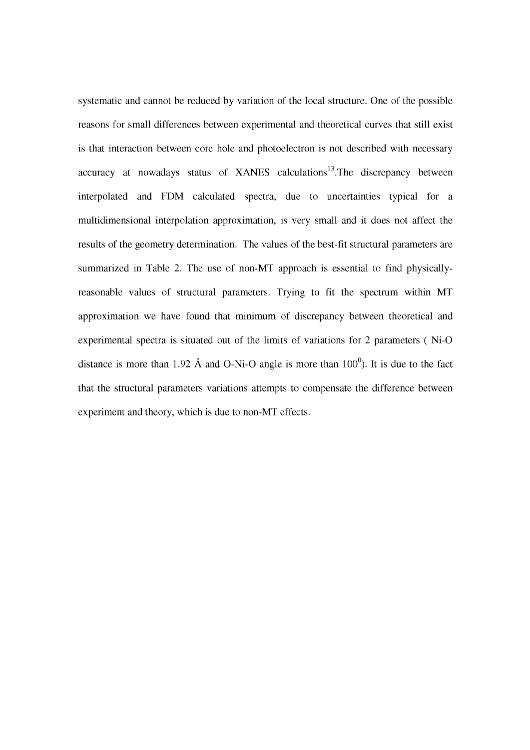systematic and cannot be reduced by variation of the local structure. One of the possible reasons for small differences between experimental and theoretical curves that still exist is that interaction between core hole and photoelectron is not described with necessary accuracy at nowadays status of XANES calculations[13].The discrepancy between interpolated and FDM calculated spectra, due to uncertainties typical for a multidimensional interpolation approximation, is very small and it does not affect the results of the geometry determination. The values of the best-fit structural parameters are summarized in Table 2. The use of non-MT approach is essential to find physically-reasonable values of structural parameters. Trying to fit the spectrum within MT approximation we have found that minimum of discrepancy between theoretical and experimental spectra is situated out of the limits of variations for 2 parameters ( Ni-O distance is more than 1.92 Å and O-Ni-O angle is more than $100^0$). It is due to the fact that the structural parameters variations attempts to compensate the difference between experiment and theory, which is due to non-MT effects.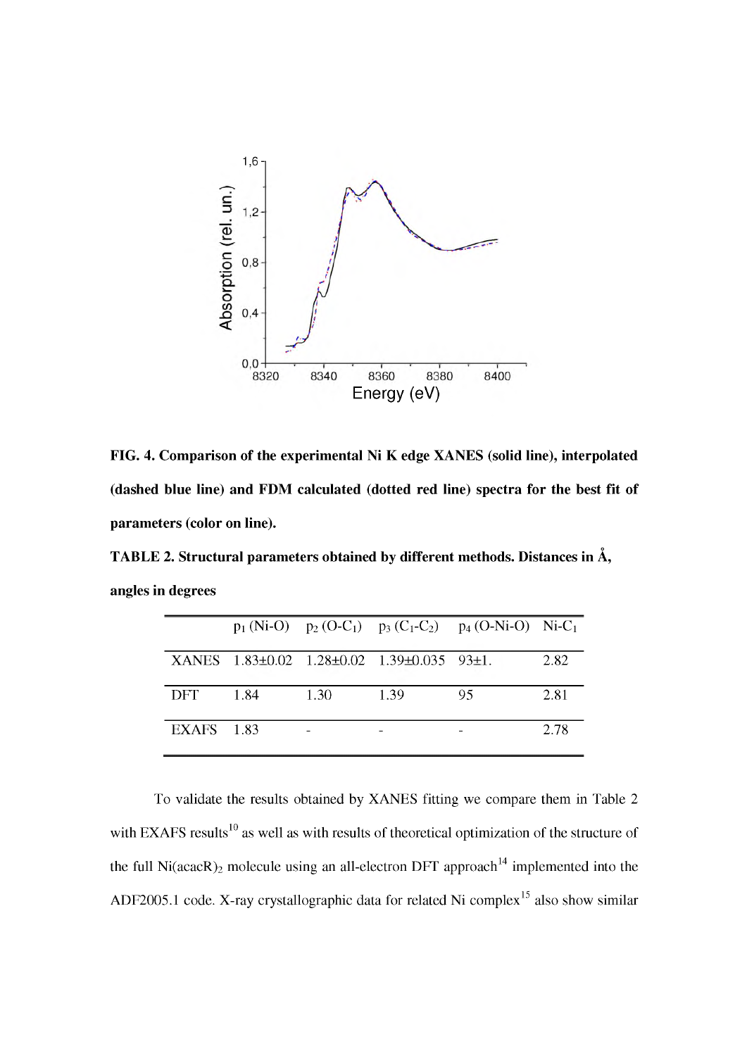**FIG. 4. Comparison of the experimental Ni K edge XANES (solid line), interpolated (dashed blue line) and FDM calculated (dotted red line) spectra for the best fit of parameters (color on line).**

**TABLE 2. Structural parameters obtained by different methods. Distances in Å, angles in degrees**

| | $p_1$ (Ni-O) | $p_2$ (O-$C_1$) | $p_3$ ($C_1$-$C_2$) | $p_4$ (O-Ni-O) | Ni-$C_1$ |
|---|---|---|---|---|---|
| XANES | 1.83±0.02 | 1.28±0.02 | 1.39±0.035 | 93±1. | 2.82 |
| DFT | 1.84 | 1.30 | 1.39 | 95 | 2.81 |
| EXAFS | 1.83 | - | - | - | 2.78 |

To validate the results obtained by XANES fitting we compare them in Table 2 with EXAFS results[10] as well as with results of theoretical optimization of the structure of the full $Ni(acacR)_2$ molecule using an all-electron DFT approach[14] implemented into the ADF2005.1 code. X-ray crystallographic data for related Ni complex[15] also show similar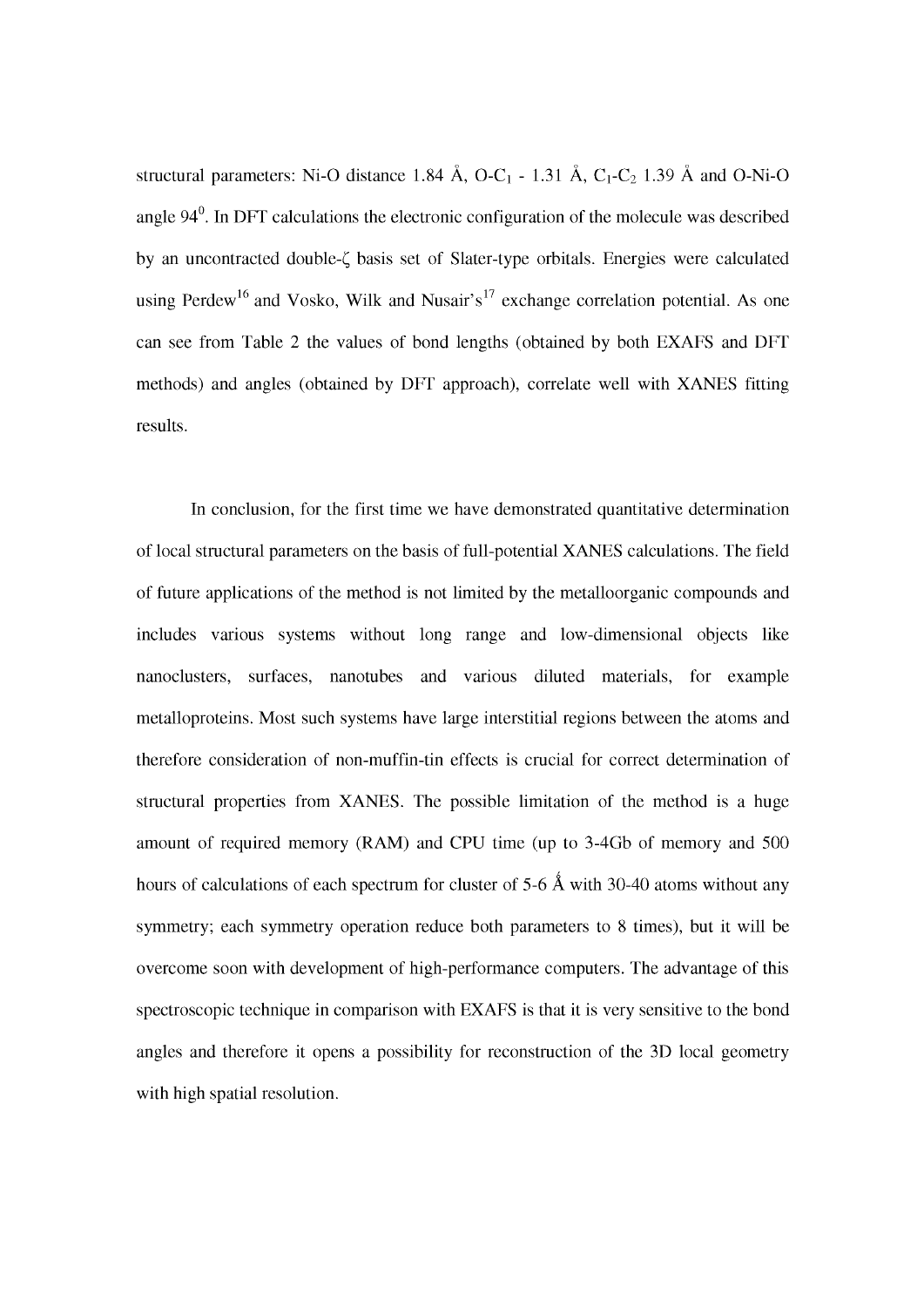structural parameters: Ni-O distance 1.84 Å, O-$C_1$ - 1.31 Å, $C_1$-$C_2$ 1.39 Å and O-Ni-O angle $94^0$. In DFT calculations the electronic configuration of the molecule was described by an uncontracted double-ζ basis set of Slater-type orbitals. Energies were calculated using Perdew[16] and Vosko, Wilk and Nusair's[17] exchange correlation potential. As one can see from Table 2 the values of bond lengths (obtained by both EXAFS and DFT methods) and angles (obtained by DFT approach), correlate well with XANES fitting results.

In conclusion, for the first time we have demonstrated quantitative determination of local structural parameters on the basis of full-potential XANES calculations. The field of future applications of the method is not limited by the metalloorganic compounds and includes various systems without long range and low-dimensional objects like nanoclusters, surfaces, nanotubes and various diluted materials, for example metalloproteins. Most such systems have large interstitial regions between the atoms and therefore consideration of non-muffin-tin effects is crucial for correct determination of structural properties from XANES. The possible limitation of the method is a huge amount of required memory (RAM) and CPU time (up to 3-4Gb of memory and 500 hours of calculations of each spectrum for cluster of 5-6 Å with 30-40 atoms without any symmetry; each symmetry operation reduce both parameters to 8 times), but it will be overcome soon with development of high-performance computers. The advantage of this spectroscopic technique in comparison with EXAFS is that it is very sensitive to the bond angles and therefore it opens a possibility for reconstruction of the 3D local geometry with high spatial resolution.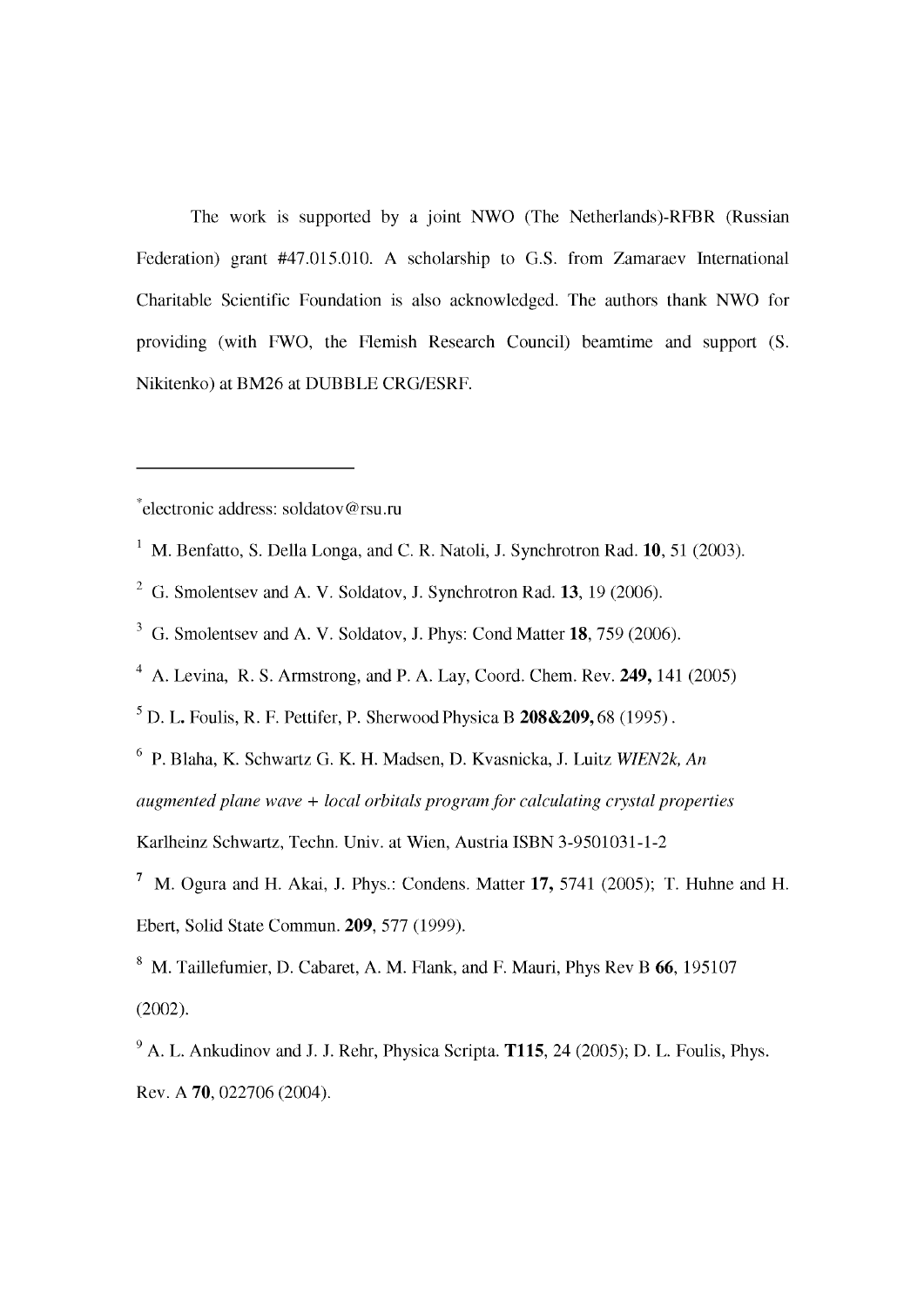The work is supported by a joint NWO (The Netherlands)-RFBR (Russian Federation) grant #47.015.010. A scholarship to G.S. from Zamaraev International Charitable Scientific Foundation is also acknowledged. The authors thank NWO for providing (with FWO, the Flemish Research Council) beamtime and support (S. Nikitenko) at BM26 at DUBBLE CRG/ESRF.

---

[*]electronic address: soldatov@rsu.ru

[1] M. Benfatto, S. Della Longa, and C. R. Natoli, J. Synchrotron Rad. **10**, 51 (2003).

[2] G. Smolentsev and A. V. Soldatov, J. Synchrotron Rad. **13**, 19 (2006).

[3] G. Smolentsev and A. V. Soldatov, J. Phys: Cond Matter **18**, 759 (2006).

[4] A. Levina, R. S. Armstrong, and P. A. Lay, Coord. Chem. Rev. **249,** 141 (2005)

[5] D. L. Foulis, R. F. Pettifer, P. Sherwood Physica B **208&209,** 68 (1995) .

[6] P. Blaha, K. Schwartz G. K. H. Madsen, D. Kvasnicka, J. Luitz *WIEN2k, An augmented plane wave + local orbitals program for calculating crystal properties* Karlheinz Schwartz, Techn. Univ. at Wien, Austria ISBN 3-9501031-1-2

[7] M. Ogura and H. Akai, J. Phys.: Condens. Matter **17,** 5741 (2005); T. Huhne and H. Ebert, Solid State Commun. **209**, 577 (1999).

[8] M. Taillefumier, D. Cabaret, A. M. Flank, and F. Mauri, Phys Rev B **66**, 195107 (2002).

[9] A. L. Ankudinov and J. J. Rehr, Physica Scripta. **T115**, 24 (2005); D. L. Foulis, Phys. Rev. A **70**, 022706 (2004).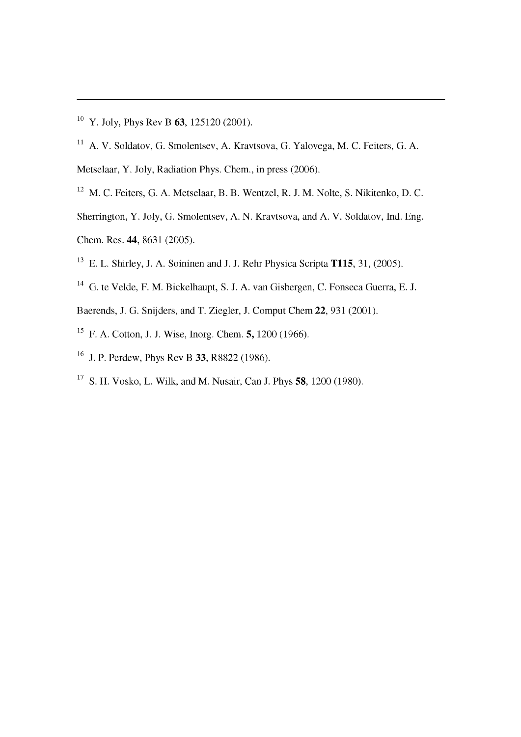[10] Y. Joly, Phys Rev B **63**, 125120 (2001).

[11] A. V. Soldatov, G. Smolentsev, A. Kravtsova, G. Yalovega, M. C. Feiters, G. A. Metselaar, Y. Joly, Radiation Phys. Chem., in press (2006).

[12] M. C. Feiters, G. A. Metselaar, B. B. Wentzel, R. J. M. Nolte, S. Nikitenko, D. C. Sherrington, Y. Joly, G. Smolentsev, A. N. Kravtsova, and A. V. Soldatov, Ind. Eng. Chem. Res. **44**, 8631 (2005).

[13] E. L. Shirley, J. A. Soininen and J. J. Rehr Physica Scripta **T115**, 31, (2005).

[14] G. te Velde, F. M. Bickelhaupt, S. J. A. van Gisbergen, C. Fonseca Guerra, E. J. Baerends, J. G. Snijders, and T. Ziegler, J. Comput Chem **22**, 931 (2001).

[15] F. A. Cotton, J. J. Wise, Inorg. Chem. **5,** 1200 (1966).

[16] J. P. Perdew, Phys Rev B **33**, R8822 (1986).

[17] S. H. Vosko, L. Wilk, and M. Nusair, Can J. Phys **58**, 1200 (1980).